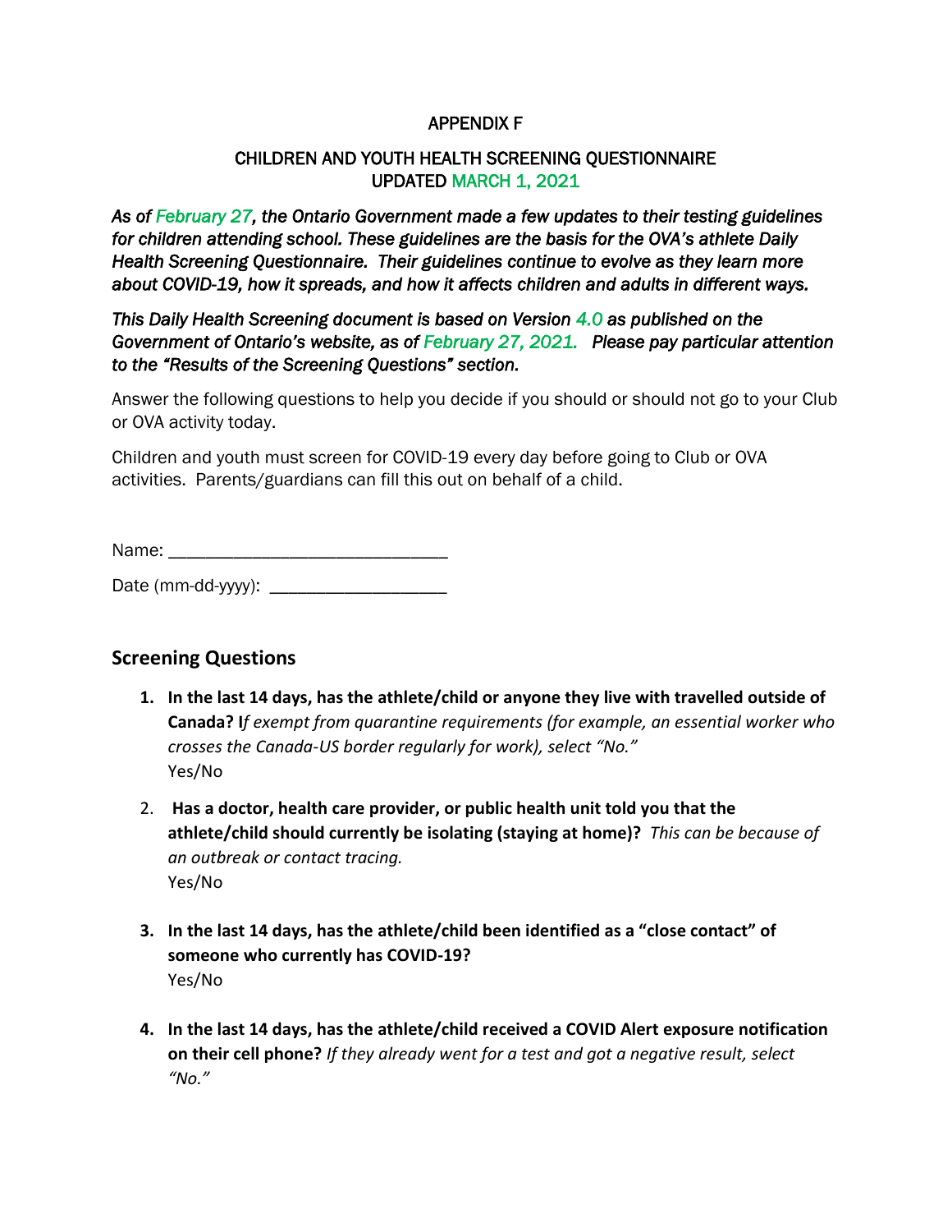APPENDIX F

CHILDREN AND YOUTH HEALTH SCREENING QUESTIONNAIRE
UPDATED MARCH 1, 2021

***As of February 27, the Ontario Government made a few updates to their testing guidelines for children attending school. These guidelines are the basis for the OVA's athlete Daily Health Screening Questionnaire. Their guidelines continue to evolve as they learn more about COVID-19, how it spreads, and how it affects children and adults in different ways.***

***This Daily Health Screening document is based on Version 4.0 as published on the Government of Ontario's website, as of February 27, 2021. Please pay particular attention to the "Results of the Screening Questions" section.***

Answer the following questions to help you decide if you should or should not go to your Club or OVA activity today.

Children and youth must screen for COVID-19 every day before going to Club or OVA activities. Parents/guardians can fill this out on behalf of a child.

Name: ______________________________

Date (mm-dd-yyyy): ___________________

## Screening Questions

1. **In the last 14 days, has the athlete/child or anyone they live with travelled outside of Canada? I**_f exempt from quarantine requirements (for example, an essential worker who crosses the Canada-US border regularly for work), select "No."_
   Yes/No

2. **Has a doctor, health care provider, or public health unit told you that the athlete/child should currently be isolating (staying at home)?** _This can be because of an outbreak or contact tracing._
   Yes/No

3. **In the last 14 days, has the athlete/child been identified as a "close contact" of someone who currently has COVID-19?**
   Yes/No

4. **In the last 14 days, has the athlete/child received a COVID Alert exposure notification on their cell phone?** _If they already went for a test and got a negative result, select "No."_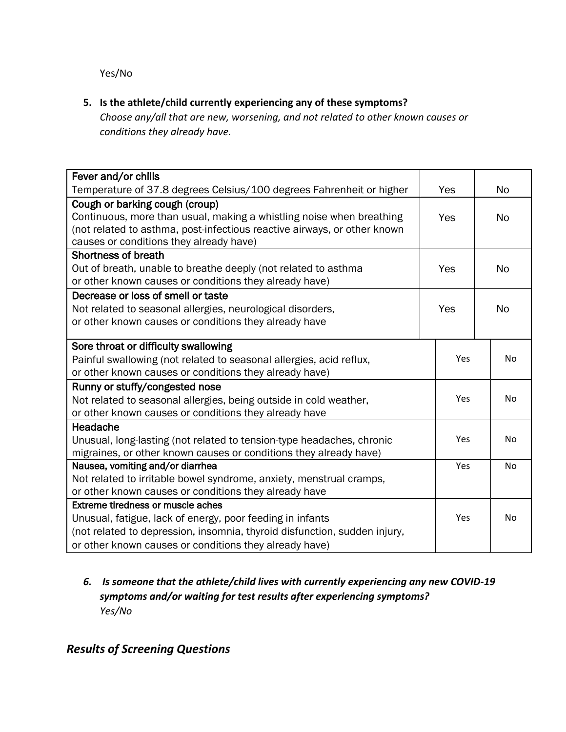Yes/No

5. **Is the athlete/child currently experiencing any of these symptoms?**
   *Choose any/all that are new, worsening, and not related to other known causes or conditions they already have.*

| Symptom | | |
| --- | --- | --- |
| Fever and/or chills<br>Temperature of 37.8 degrees Celsius/100 degrees Fahrenheit or higher | Yes | No |
| Cough or barking cough (croup)<br>Continuous, more than usual, making a whistling noise when breathing (not related to asthma, post-infectious reactive airways, or other known causes or conditions they already have) | Yes | No |
| Shortness of breath<br>Out of breath, unable to breathe deeply (not related to asthma or other known causes or conditions they already have) | Yes | No |
| Decrease or loss of smell or taste<br>Not related to seasonal allergies, neurological disorders, or other known causes or conditions they already have | Yes | No |
| Sore throat or difficulty swallowing<br>Painful swallowing (not related to seasonal allergies, acid reflux, or other known causes or conditions they already have) | Yes | No |
| Runny or stuffy/congested nose<br>Not related to seasonal allergies, being outside in cold weather, or other known causes or conditions they already have | Yes | No |
| Headache<br>Unusual, long-lasting (not related to tension-type headaches, chronic migraines, or other known causes or conditions they already have) | Yes | No |
| Nausea, vomiting and/or diarrhea<br>Not related to irritable bowel syndrome, anxiety, menstrual cramps, or other known causes or conditions they already have | Yes | No |
| Extreme tiredness or muscle aches<br>Unusual, fatigue, lack of energy, poor feeding in infants (not related to depression, insomnia, thyroid disfunction, sudden injury, or other known causes or conditions they already have) | Yes | No |

6. ***Is someone that the athlete/child lives with currently experiencing any new COVID-19 symptoms and/or waiting for test results after experiencing symptoms?***
   *Yes/No*

## *Results of Screening Questions*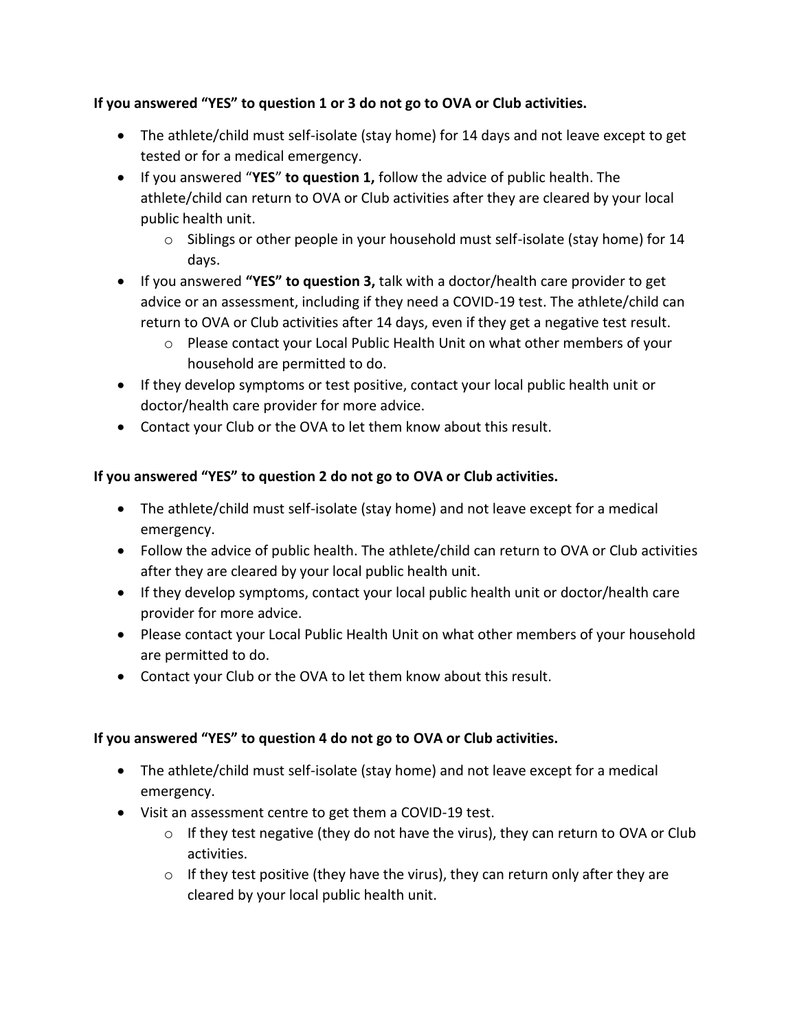**If you answered "YES" to question 1 or 3 do not go to OVA or Club activities.**

- The athlete/child must self-isolate (stay home) for 14 days and not leave except to get tested or for a medical emergency.
- If you answered "**YES**" **to question 1,** follow the advice of public health. The athlete/child can return to OVA or Club activities after they are cleared by your local public health unit.
  - Siblings or other people in your household must self-isolate (stay home) for 14 days.
- If you answered **"YES" to question 3,** talk with a doctor/health care provider to get advice or an assessment, including if they need a COVID-19 test. The athlete/child can return to OVA or Club activities after 14 days, even if they get a negative test result.
  - Please contact your Local Public Health Unit on what other members of your household are permitted to do.
- If they develop symptoms or test positive, contact your local public health unit or doctor/health care provider for more advice.
- Contact your Club or the OVA to let them know about this result.

**If you answered "YES" to question 2 do not go to OVA or Club activities.**

- The athlete/child must self-isolate (stay home) and not leave except for a medical emergency.
- Follow the advice of public health. The athlete/child can return to OVA or Club activities after they are cleared by your local public health unit.
- If they develop symptoms, contact your local public health unit or doctor/health care provider for more advice.
- Please contact your Local Public Health Unit on what other members of your household are permitted to do.
- Contact your Club or the OVA to let them know about this result.

**If you answered "YES" to question 4 do not go to OVA or Club activities.**

- The athlete/child must self-isolate (stay home) and not leave except for a medical emergency.
- Visit an assessment centre to get them a COVID-19 test.
  - If they test negative (they do not have the virus), they can return to OVA or Club activities.
  - If they test positive (they have the virus), they can return only after they are cleared by your local public health unit.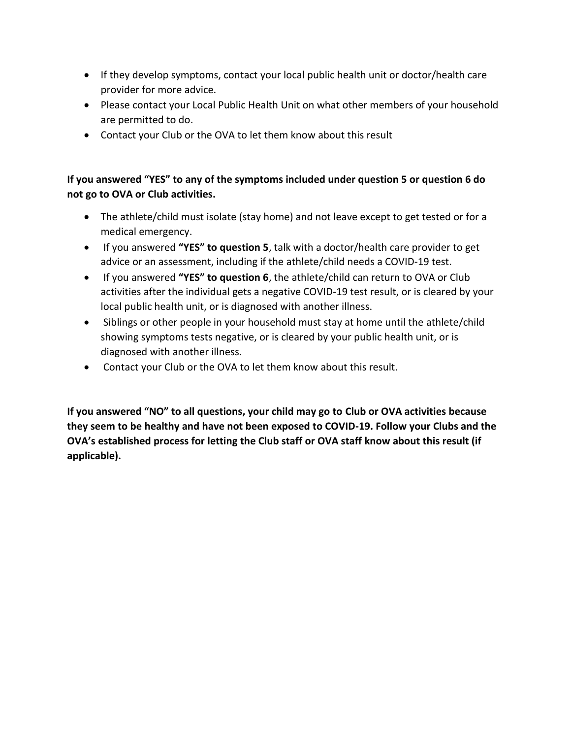- If they develop symptoms, contact your local public health unit or doctor/health care provider for more advice.
- Please contact your Local Public Health Unit on what other members of your household are permitted to do.
- Contact your Club or the OVA to let them know about this result

**If you answered "YES" to any of the symptoms included under question 5 or question 6 do not go to OVA or Club activities.**

- The athlete/child must isolate (stay home) and not leave except to get tested or for a medical emergency.
- If you answered **"YES" to question 5**, talk with a doctor/health care provider to get advice or an assessment, including if the athlete/child needs a COVID-19 test.
- If you answered **"YES" to question 6**, the athlete/child can return to OVA or Club activities after the individual gets a negative COVID-19 test result, or is cleared by your local public health unit, or is diagnosed with another illness.
- Siblings or other people in your household must stay at home until the athlete/child showing symptoms tests negative, or is cleared by your public health unit, or is diagnosed with another illness.
- Contact your Club or the OVA to let them know about this result.

**If you answered "NO" to all questions, your child may go to Club or OVA activities because they seem to be healthy and have not been exposed to COVID-19. Follow your Clubs and the OVA's established process for letting the Club staff or OVA staff know about this result (if applicable).**